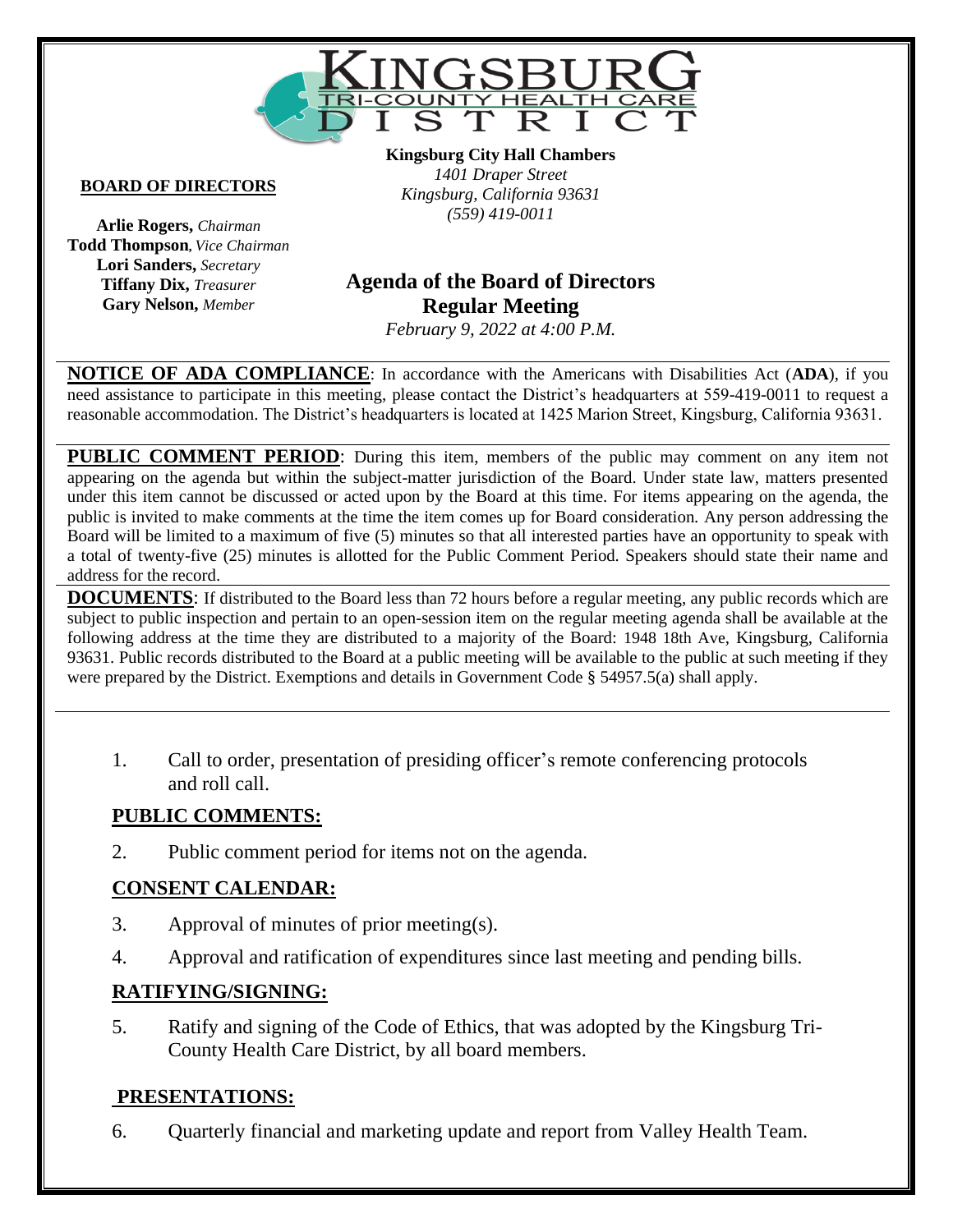# KINGSBURG TRI-COUNTY HEALTH CARE DISTRICT

**BOARD OF DIRECTORS**

**Arlie Rogers,** *Chairman*
**Todd Thompson**, *Vice Chairman*
**Lori Sanders,** *Secretary*
**Tiffany Dix,** *Treasurer*
**Gary Nelson,** *Member*

**Kingsburg City Hall Chambers**
*1401 Draper Street*
*Kingsburg, California 93631*
*(559) 419-0011*

## Agenda of the Board of Directors Regular Meeting

*February 9, 2022 at 4:00 P.M.*

**NOTICE OF ADA COMPLIANCE**: In accordance with the Americans with Disabilities Act (**ADA**), if you need assistance to participate in this meeting, please contact the District's headquarters at 559-419-0011 to request a reasonable accommodation. The District's headquarters is located at 1425 Marion Street, Kingsburg, California 93631.

**PUBLIC COMMENT PERIOD**: During this item, members of the public may comment on any item not appearing on the agenda but within the subject-matter jurisdiction of the Board. Under state law, matters presented under this item cannot be discussed or acted upon by the Board at this time. For items appearing on the agenda, the public is invited to make comments at the time the item comes up for Board consideration. Any person addressing the Board will be limited to a maximum of five (5) minutes so that all interested parties have an opportunity to speak with a total of twenty-five (25) minutes is allotted for the Public Comment Period. Speakers should state their name and address for the record.

**DOCUMENTS**: If distributed to the Board less than 72 hours before a regular meeting, any public records which are subject to public inspection and pertain to an open-session item on the regular meeting agenda shall be available at the following address at the time they are distributed to a majority of the Board: 1948 18th Ave, Kingsburg, California 93631. Public records distributed to the Board at a public meeting will be available to the public at such meeting if they were prepared by the District. Exemptions and details in Government Code § 54957.5(a) shall apply.

1. Call to order, presentation of presiding officer's remote conferencing protocols and roll call.

**PUBLIC COMMENTS:**

2. Public comment period for items not on the agenda.

**CONSENT CALENDAR:**

3. Approval of minutes of prior meeting(s).
4. Approval and ratification of expenditures since last meeting and pending bills.

**RATIFYING/SIGNING:**

5. Ratify and signing of the Code of Ethics, that was adopted by the Kingsburg Tri-County Health Care District, by all board members.

**PRESENTATIONS:**

6. Quarterly financial and marketing update and report from Valley Health Team.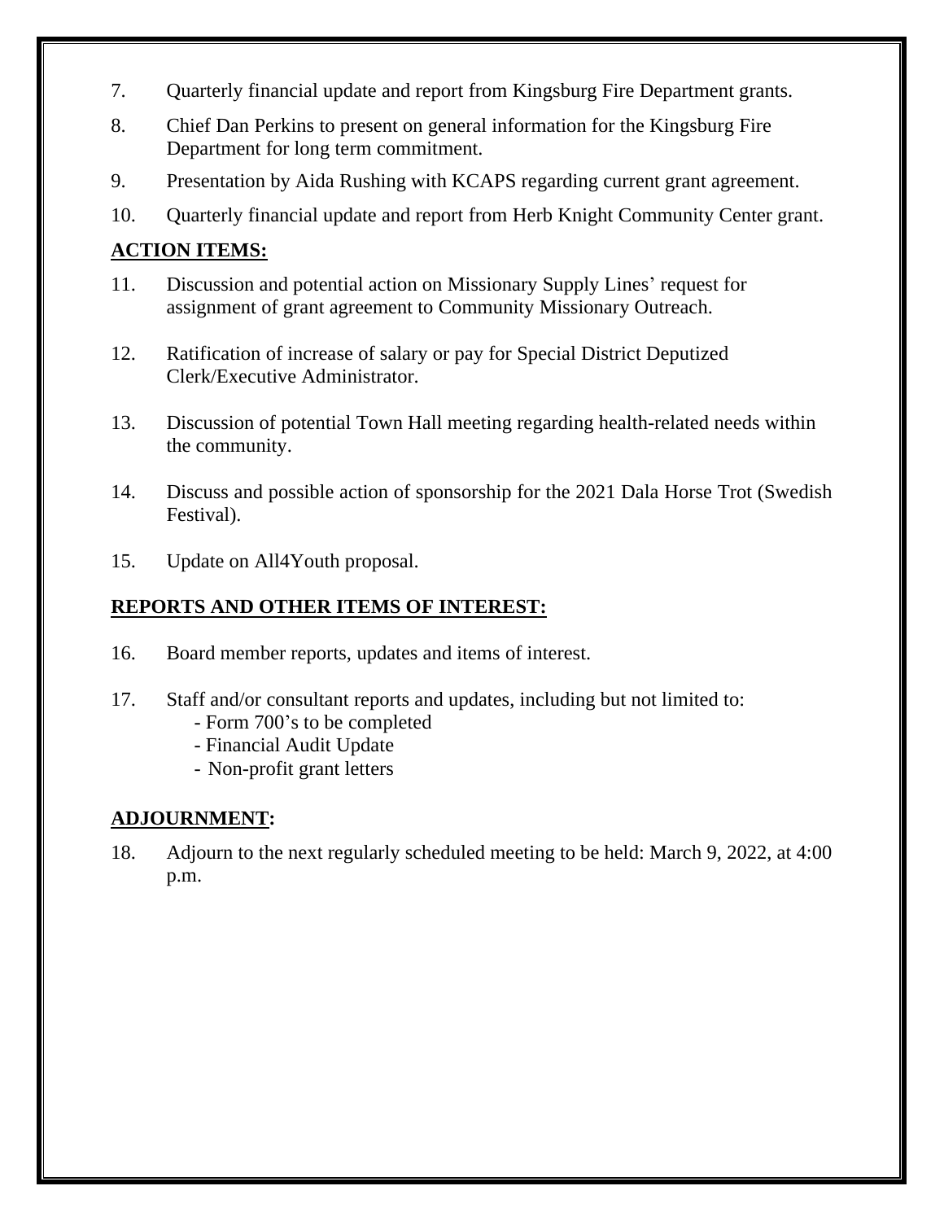7. Quarterly financial update and report from Kingsburg Fire Department grants.

8. Chief Dan Perkins to present on general information for the Kingsburg Fire Department for long term commitment.

9. Presentation by Aida Rushing with KCAPS regarding current grant agreement.

10. Quarterly financial update and report from Herb Knight Community Center grant.

**ACTION ITEMS:**

11. Discussion and potential action on Missionary Supply Lines' request for assignment of grant agreement to Community Missionary Outreach.

12. Ratification of increase of salary or pay for Special District Deputized Clerk/Executive Administrator.

13. Discussion of potential Town Hall meeting regarding health-related needs within the community.

14. Discuss and possible action of sponsorship for the 2021 Dala Horse Trot (Swedish Festival).

15. Update on All4Youth proposal.

**REPORTS AND OTHER ITEMS OF INTEREST:**

16. Board member reports, updates and items of interest.

17. Staff and/or consultant reports and updates, including but not limited to:
    - Form 700's to be completed
    - Financial Audit Update
    - Non-profit grant letters

**ADJOURNMENT:**

18. Adjourn to the next regularly scheduled meeting to be held: March 9, 2022, at 4:00 p.m.